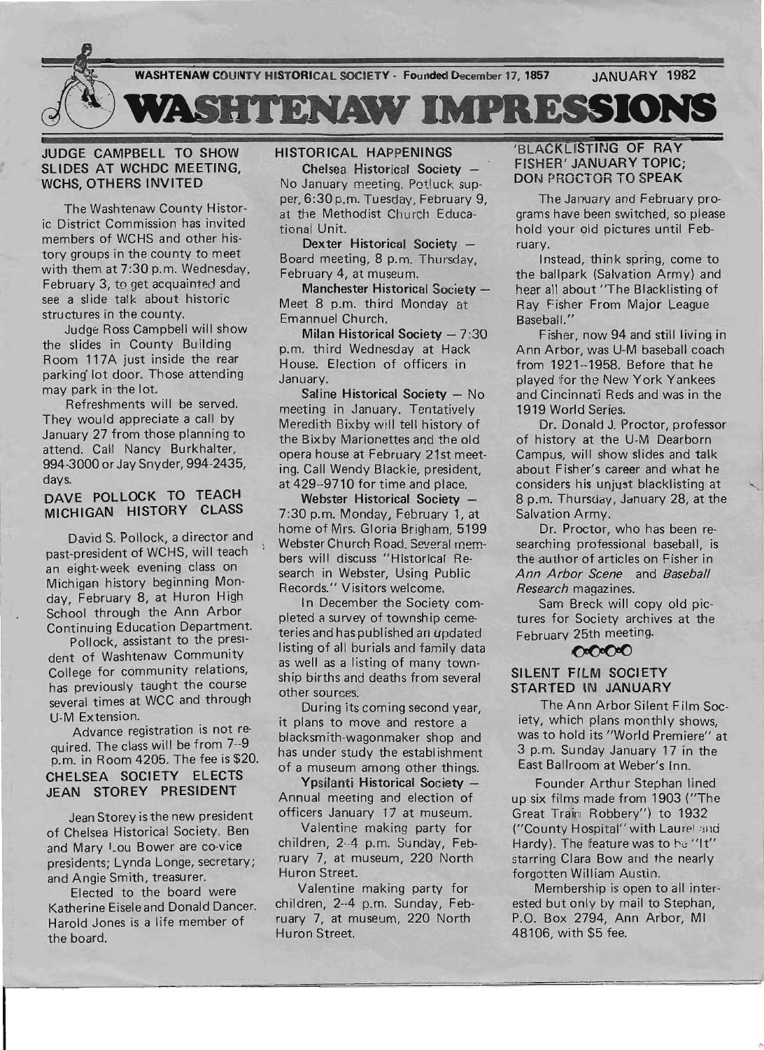WASHTENAW COUNTY HISTORICAL SOCIETY - Founded December 17, 1857 JANUARY 1982

# WASHTENAW IMPRESSIONS

## JUDGE CAMPBELL TO SHOW SLIDES AT WCHDC MEETING, WCHS, OTHERS INVITED

The Washtenaw County Historic District Commission has invited members of WCHS and other history groups in the county to meet with them at 7:30 p.m. Wednesday, February 3, to get acquainted and see a slide talk about historic structures in the county.

Judge Ross Campbell will show the slides in County Building Room 117A just inside the rear parking lot door. Those attending may park in the lot.

Refreshments will be served. They would appreciate a call by January 27 from those planning to attend. Call Nancy Burkhalter, 994-3000 or Jay Snyder, 994-2435, days.

## DAVE POLLOCK TO TEACH MICHIGAN HISTORY CLASS

David S. Pollock, a director and past-president of WCHS, will teach an eight-week evening class on Michigan history beginning Monday, February 8, at Huron High School through the Ann Arbor Continuing Education Department.

Pollock, assistant to the president of Washtenaw Community College for community relations, has previously taught the course several times at WCC and through U-M Extension.

Advance registration is not required. The class will be from 7--9 p.m. in Room 4205. The fee is $20.

## CHELSEA SOCIETY ELECTS JEAN STOREY PRESIDENT

Jean Storey is the new president of Chelsea Historical Society. Ben and Mary Lou Bower are co-vice presidents; Lynda Longe, secretary; and Angie Smith, treasurer.

Elected to the board were Katherine Eisele and Donald Dancer. Harold Jones is a life member of the board.

## HISTORICAL HAPPENINGS

**Chelsea Historical Society** -- No January meeting. Potluck supper, 6:30 p.m. Tuesday, February 9, at the Methodist Church Educational Unit.

**Dexter Historical Society** -- Board meeting, 8 p.m. Thursday, February 4, at museum.

**Manchester Historical Society** -- Meet 8 p.m. third Monday at Emanuel Church.

**Milan Historical Society** -- 7:30 p.m. third Wednesday at Hack House. Election of officers in January.

**Saline Historical Society** -- No meeting in January. Tentatively Meredith Bixby will tell history of the Bixby Marionettes and the old opera house at February 21st meeting. Call Wendy Blackie, president, at 429--9710 for time and place.

**Webster Historical Society** -- 7:30 p.m. Monday, February 1, at home of Mrs. Gloria Brigham, 5199 Webster Church Road. Several members will discuss "Historical Research in Webster, Using Public Records." Visitors welcome.

In December the Society completed a survey of township cemeteries and has published an updated listing of all burials and family data as well as a listing of many township births and deaths from several other sources.

During its coming second year, it plans to move and restore a blacksmith-wagonmaker shop and has under study the establishment of a museum among other things.

**Ypsilanti Historical Society** -- Annual meeting and election of officers January 17 at museum.

Valentine making party for children, 2--4 p.m. Sunday, February 7, at museum, 220 North Huron Street.

Valentine making party for children, 2--4 p.m. Sunday, February 7, at museum, 220 North Huron Street.

## 'BLACKLISTING OF RAY FISHER' JANUARY TOPIC; DON PROCTOR TO SPEAK

The January and February programs have been switched, so please hold your old pictures until February.

Instead, think spring, come to the ballpark (Salvation Army) and hear all about "The Blacklisting of Ray Fisher From Major League Baseball."

Fisher, now 94 and still living in Ann Arbor, was U-M baseball coach from 1921--1958. Before that he played for the New York Yankees and Cincinnati Reds and was in the 1919 World Series.

Dr. Donald J. Proctor, professor of history at the U-M Dearborn Campus, will show slides and talk about Fisher's career and what he considers his unjust blacklisting at 8 p.m. Thursday, January 28, at the Salvation Army.

Dr. Proctor, who has been researching professional baseball, is the author of articles on Fisher in *Ann Arbor Scene* and *Baseball Research* magazines.

Sam Breck will copy old pictures for Society archives at the February 25th meeting.

## SILENT FILM SOCIETY STARTED IN JANUARY

The Ann Arbor Silent Film Society, which plans monthly shows, was to hold its "World Premiere" at 3 p.m. Sunday January 17 in the East Ballroom at Weber's Inn.

Founder Arthur Stephan lined up six films made from 1903 ("The Great Train Robbery") to 1932 ("County Hospital" with Laurel and Hardy). The feature was to be "It" starring Clara Bow and the nearly forgotten William Austin.

Membership is open to all interested but only by mail to Stephan, P.O. Box 2794, Ann Arbor, MI 48106, with $5 fee.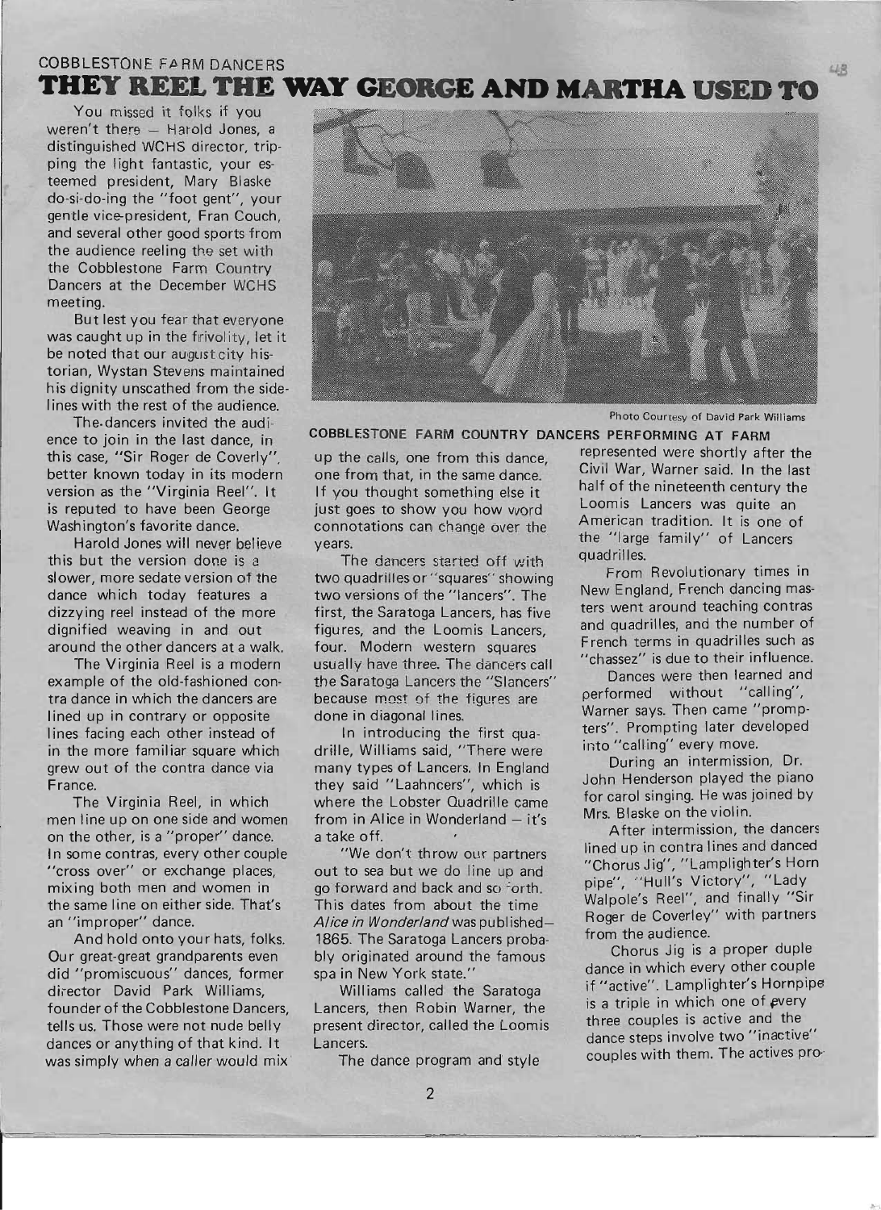COBBLESTONE FARM DANCERS

# THEY REEL THE WAY GEORGE AND MARTHA USED TO

You missed it folks if you weren't there — Harold Jones, a distinguished WCHS director, tripping the light fantastic, your esteemed president, Mary Blaske do-si-do-ing the "foot gent", your gentle vice-president, Fran Couch, and several other good sports from the audience reeling the set with the Cobblestone Farm Country Dancers at the December WCHS meeting.

But lest you fear that everyone was caught up in the frivolity, let it be noted that our august city historian, Wystan Stevens maintained his dignity unscathed from the sidelines with the rest of the audience.

The dancers invited the audience to join in the last dance, in this case, "Sir Roger de Coverly", better known today in its modern version as the "Virginia Reel". It is reputed to have been George Washington's favorite dance.

Harold Jones will never believe this but the version done is a slower, more sedate version of the dance which today features a dizzying reel instead of the more dignified weaving in and out around the other dancers at a walk.

The Virginia Reel is a modern example of the old-fashioned contra dance in which the dancers are lined up in contrary or opposite lines facing each other instead of in the more familiar square which grew out of the contra dance via France.

The Virginia Reel, in which men line up on one side and women on the other, is a "proper" dance. In some contras, every other couple "cross over" or exchange places, mixing both men and women in the same line on either side. That's an "improper" dance.

And hold onto your hats, folks. Our great-great grandparents even did "promiscuous" dances, former director David Park Williams, founder of the Cobblestone Dancers, tells us. Those were not nude belly dances or anything of that kind. It was simply when a caller would mix up the calls, one from this dance, one from that, in the same dance. If you thought something else it just goes to show you how word connotations can change over the years.

Photo Courtesy of David Park Williams

**COBBLESTONE FARM COUNTRY DANCERS PERFORMING AT FARM**

The dancers started off with two quadrilles or "squares" showing two versions of the "lancers". The first, the Saratoga Lancers, has five figures, and the Loomis Lancers, four. Modern western squares usually have three. The dancers call the Saratoga Lancers the "Slancers" because most of the figures are done in diagonal lines.

In introducing the first quadrille, Williams said, "There were many types of Lancers. In England they said "Laahncers", which is where the Lobster Quadrille came from in Alice in Wonderland — it's a take off.

"We don't throw our partners out to sea but we do line up and go forward and back and so forth. This dates from about the time *Alice in Wonderland* was published—1865. The Saratoga Lancers probably originated around the famous spa in New York state."

Williams called the Saratoga Lancers, then Robin Warner, the present director, called the Loomis Lancers.

The dance program and style represented were shortly after the Civil War, Warner said. In the last half of the nineteenth century the Loomis Lancers was quite an American tradition. It is one of the "large family" of Lancers quadrilles.

From Revolutionary times in New England, French dancing masters went around teaching contras and quadrilles, and the number of French terms in quadrilles such as "chassez" is due to their influence.

Dances were then learned and performed without "calling", Warner says. Then came "prompters". Prompting later developed into "calling" every move.

During an intermission, Dr. John Henderson played the piano for carol singing. He was joined by Mrs. Blaske on the violin.

After intermission, the dancers lined up in contra lines and danced "Chorus Jig", "Lamplighter's Horn pipe", "Hull's Victory", "Lady Walpole's Reel", and finally "Sir Roger de Coverley" with partners from the audience.

Chorus Jig is a proper duple dance in which every other couple if "active". Lamplighter's Hornpipe is a triple in which one of every three couples is active and the dance steps involve two "inactive" couples with them. The actives pro-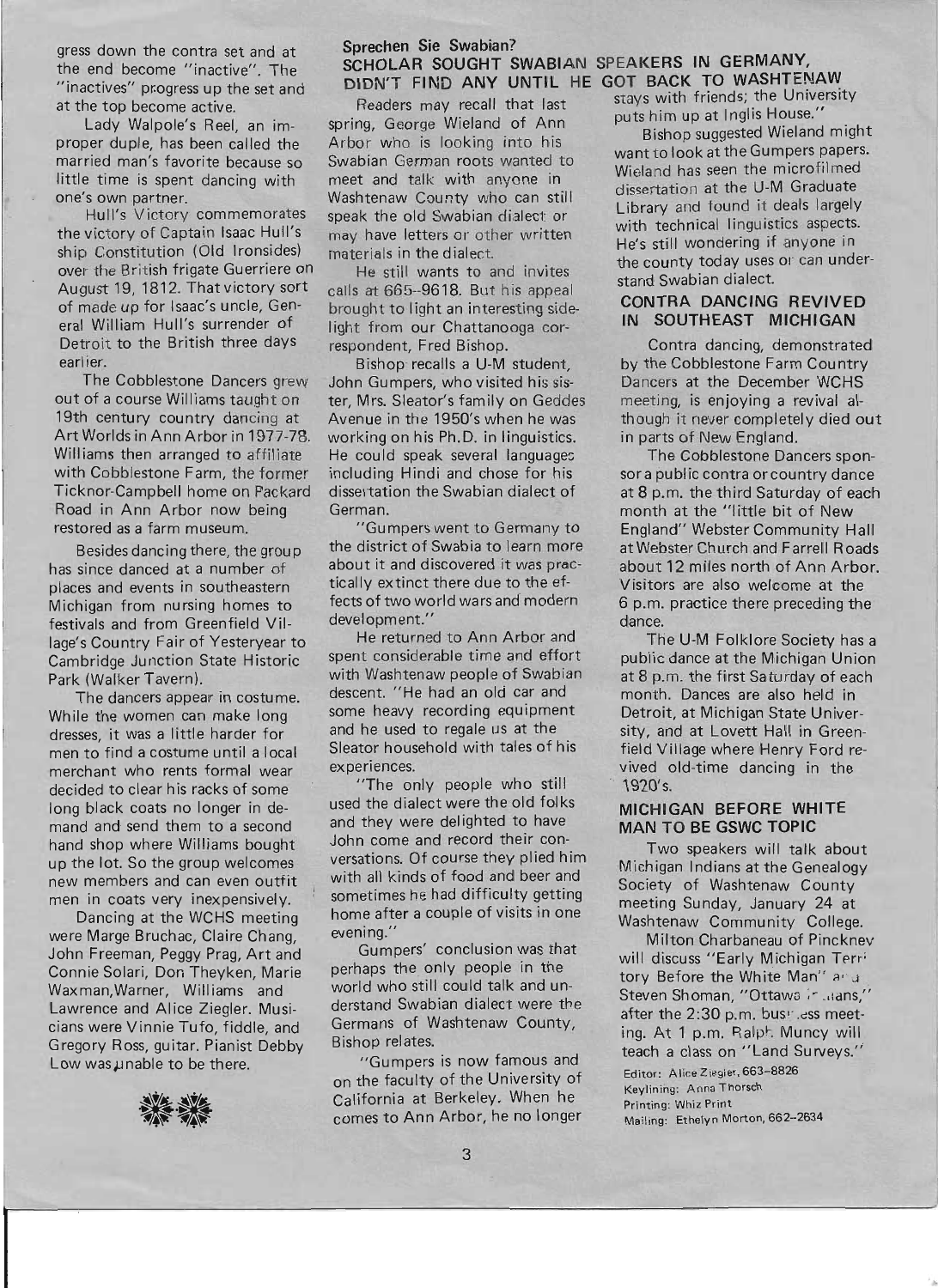gress down the contra set and at the end become "inactive". The "inactives" progress up the set and at the top become active.

Lady Walpole's Reel, an improper duple, has been called the married man's favorite because so little time is spent dancing with one's own partner.

Hull's Victory commemorates the victory of Captain Isaac Hull's ship Constitution (Old Ironsides) over the British frigate Guerriere on August 19, 1812. That victory sort of made up for Isaac's uncle, General William Hull's surrender of Detroit to the British three days earlier.

The Cobblestone Dancers grew out of a course Williams taught on 19th century country dancing at Art Worlds in Ann Arbor in 1977-78. Williams then arranged to affiliate with Cobblestone Farm, the former Ticknor-Campbell home on Packard Road in Ann Arbor now being restored as a farm museum.

Besides dancing there, the group has since danced at a number of places and events in southeastern Michigan from nursing homes to festivals and from Greenfield Village's Country Fair of Yesteryear to Cambridge Junction State Historic Park (Walker Tavern).

The dancers appear in costume. While the women can make long dresses, it was a little harder for men to find a costume until a local merchant who rents formal wear decided to clear his racks of some long black coats no longer in demand and send them to a second hand shop where Williams bought up the lot. So the group welcomes new members and can even outfit men in coats very inexpensively.

Dancing at the WCHS meeting were Marge Bruchac, Claire Chang, John Freeman, Peggy Prag, Art and Connie Solari, Don Theyken, Marie Waxman,Warner, Williams and Lawrence and Alice Ziegler. Musicians were Vinnie Tufo, fiddle, and Gregory Ross, guitar. Pianist Debby Low was unable to be there.

## Sprechen Sie Swabian?
## SCHOLAR SOUGHT SWABIAN SPEAKERS IN GERMANY, DIDN'T FIND ANY UNTIL HE GOT BACK TO WASHTENAW

Readers may recall that last spring, George Wieland of Ann Arbor who is looking into his Swabian German roots wanted to meet and talk with anyone in Washtenaw County who can still speak the old Swabian dialect or may have letters or other written materials in the dialect.

He still wants to and invites calls at 665-9618. But his appeal brought to light an interesting sidelight from our Chattanooga correspondent, Fred Bishop.

Bishop recalls a U-M student, John Gumpers, who visited his sister, Mrs. Sleator's family on Geddes Avenue in the 1950's when he was working on his Ph.D. in linguistics. He could speak several languages including Hindi and chose for his dissertation the Swabian dialect of German.

"Gumpers went to Germany to the district of Swabia to learn more about it and discovered it was practically extinct there due to the effects of two world wars and modern development."

He returned to Ann Arbor and spent considerable time and effort with Washtenaw people of Swabian descent. "He had an old car and some heavy recording equipment and he used to regale us at the Sleator household with tales of his experiences.

"The only people who still used the dialect were the old folks and they were delighted to have John come and record their conversations. Of course they plied him with all kinds of food and beer and sometimes he had difficulty getting home after a couple of visits in one evening."

Gumpers' conclusion was that perhaps the only people in the world who still could talk and understand Swabian dialect were the Germans of Washtenaw County, Bishop relates.

"Gumpers is now famous and on the faculty of the University of California at Berkeley. When he comes to Ann Arbor, he no longer stays with friends; the University puts him up at Inglis House."

Bishop suggested Wieland might want to look at the Gumpers papers. Wieland has seen the microfilmed dissertation at the U-M Graduate Library and found it deals largely with technical linguistics aspects. He's still wondering if anyone in the county today uses or can understand Swabian dialect.

## CONTRA DANCING REVIVED IN SOUTHEAST MICHIGAN

Contra dancing, demonstrated by the Cobblestone Farm Country Dancers at the December WCHS meeting, is enjoying a revival although it never completely died out in parts of New England.

The Cobblestone Dancers sponsor a public contra or country dance at 8 p.m. the third Saturday of each month at the "little bit of New England" Webster Community Hall at Webster Church and Farrell Roads about 12 miles north of Ann Arbor. Visitors are also welcome at the 6 p.m. practice there preceding the dance.

The U-M Folklore Society has a public dance at the Michigan Union at 8 p.m. the first Saturday of each month. Dances are also held in Detroit, at Michigan State University, and at Lovett Hall in Greenfield Village where Henry Ford revived old-time dancing in the 1920's.

## MICHIGAN BEFORE WHITE MAN TO BE GSWC TOPIC

Two speakers will talk about Michigan Indians at the Genealogy Society of Washtenaw County meeting Sunday, January 24 at Washtenaw Community College.

Milton Charbaneau of Pinckney will discuss "Early Michigan Territory Before the White Man" and Steven Shoman, "Ottawa Indians," after the 2:30 p.m. business meeting. At 1 p.m. Ralph Muncy will teach a class on "Land Surveys."

Editor: Alice Ziegler, 663-8826
Keylining: Anna Thorsch
Printing: Whiz Print
Mailing: Ethelyn Morton, 662-2634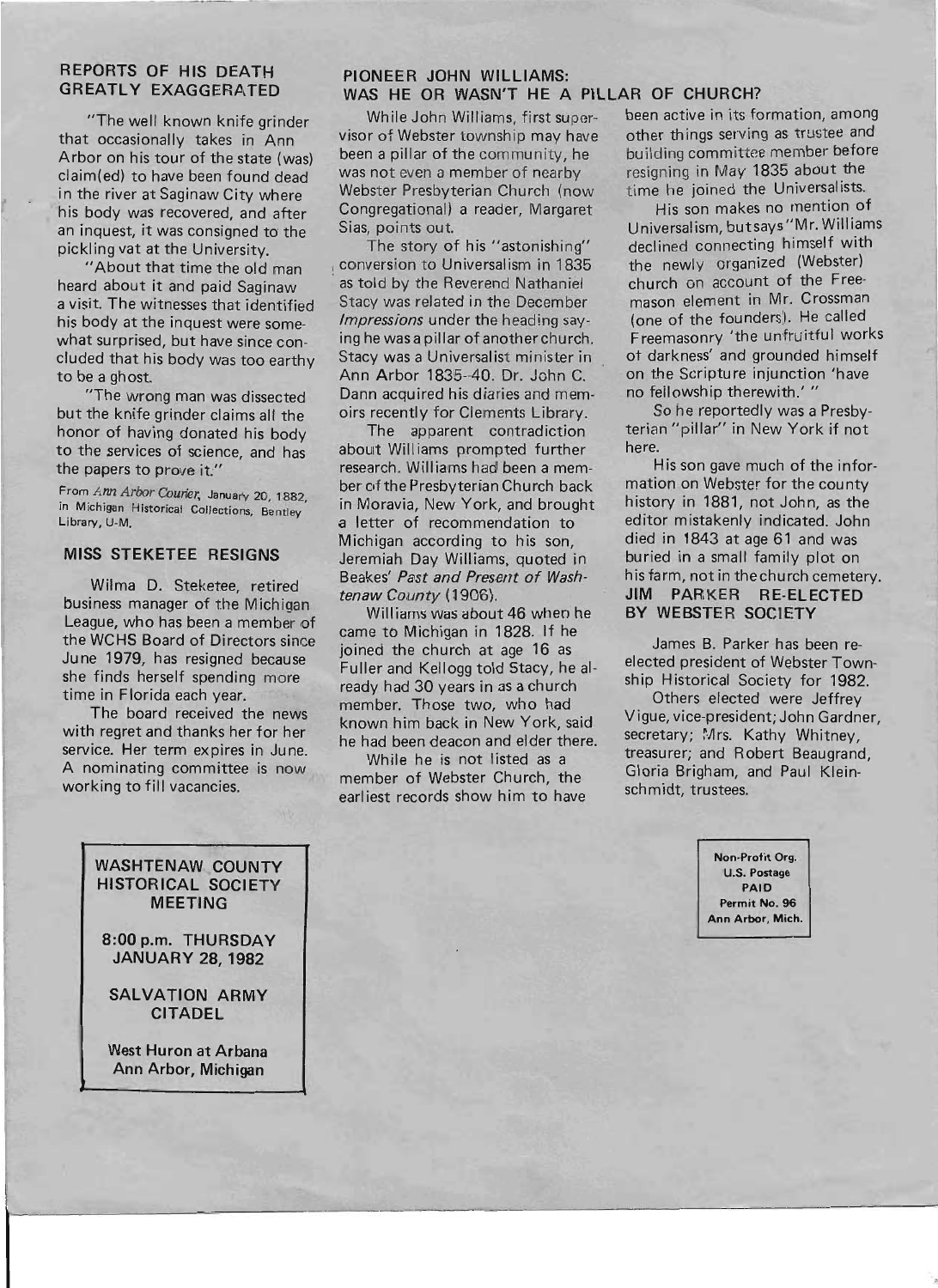## REPORTS OF HIS DEATH GREATLY EXAGGERATED

"The well known knife grinder that occasionally takes in Ann Arbor on his tour of the state (was) claim(ed) to have been found dead in the river at Saginaw City where his body was recovered, and after an inquest, it was consigned to the pickling vat at the University.

"About that time the old man heard about it and paid Saginaw a visit. The witnesses that identified his body at the inquest were somewhat surprised, but have since concluded that his body was too earthy to be a ghost.

"The wrong man was dissected but the knife grinder claims all the honor of having donated his body to the services of science, and has the papers to prove it."

From *Ann Arbor Courier*, January 20, 1882, in Michigan Historical Collections, Bentley Library, U-M.

## MISS STEKETEE RESIGNS

Wilma D. Steketee, retired business manager of the Michigan League, who has been a member of the WCHS Board of Directors since June 1979, has resigned because she finds herself spending more time in Florida each year.

The board received the news with regret and thanks her for her service. Her term expires in June. A nominating committee is now working to fill vacancies.

**WASHTENAW COUNTY HISTORICAL SOCIETY MEETING**

**8:00 p.m. THURSDAY JANUARY 28, 1982**

**SALVATION ARMY CITADEL**

**West Huron at Arbana**
**Ann Arbor, Michigan**

## PIONEER JOHN WILLIAMS: WAS HE OR WASN'T HE A PILLAR OF CHURCH?

While John Williams, first supervisor of Webster township may have been a pillar of the community, he was not even a member of nearby Webster Presbyterian Church (now Congregational) a reader, Margaret Sias, points out.

The story of his "astonishing" conversion to Universalism in 1835 as told by the Reverend Nathaniel Stacy was related in the December *Impressions* under the heading saying he was a pillar of another church. Stacy was a Universalist minister in Ann Arbor 1835-40. Dr. John C. Dann acquired his diaries and memoirs recently for Clements Library.

The apparent contradiction about Williams prompted further research. Williams had been a member of the Presbyterian Church back in Moravia, New York, and brought a letter of recommendation to Michigan according to his son, Jeremiah Day Williams, quoted in Beakes' *Past and Present of Washtenaw County* (1906).

Williams was about 46 when he came to Michigan in 1828. If he joined the church at age 16 as Fuller and Kellogg told Stacy, he already had 30 years in as a church member. Those two, who had known him back in New York, said he had been deacon and elder there.

While he is not listed as a member of Webster Church, the earliest records show him to have been active in its formation, among other things serving as trustee and building committee member before resigning in May 1835 about the time he joined the Universalists.

His son makes no mention of Universalism, but says "Mr. Williams declined connecting himself with the newly organized (Webster) church on account of the Freemason element in Mr. Crossman (one of the founders). He called Freemasonry 'the unfruitful works of darkness' and grounded himself on the Scripture injunction 'have no fellowship therewith.' "

So he reportedly was a Presbyterian "pillar" in New York if not here.

His son gave much of the information on Webster for the county history in 1881, not John, as the editor mistakenly indicated. John died in 1843 at age 61 and was buried in a small family plot on his farm, not in the church cemetery.

## JIM PARKER RE-ELECTED BY WEBSTER SOCIETY

James B. Parker has been re-elected president of Webster Township Historical Society for 1982.

Others elected were Jeffrey Vigue, vice-president; John Gardner, secretary; Mrs. Kathy Whitney, treasurer; and Robert Beaugrand, Gloria Brigham, and Paul Kleinschmidt, trustees.

Non-Profit Org.
U.S. Postage
PAID
Permit No. 96
Ann Arbor, Mich.